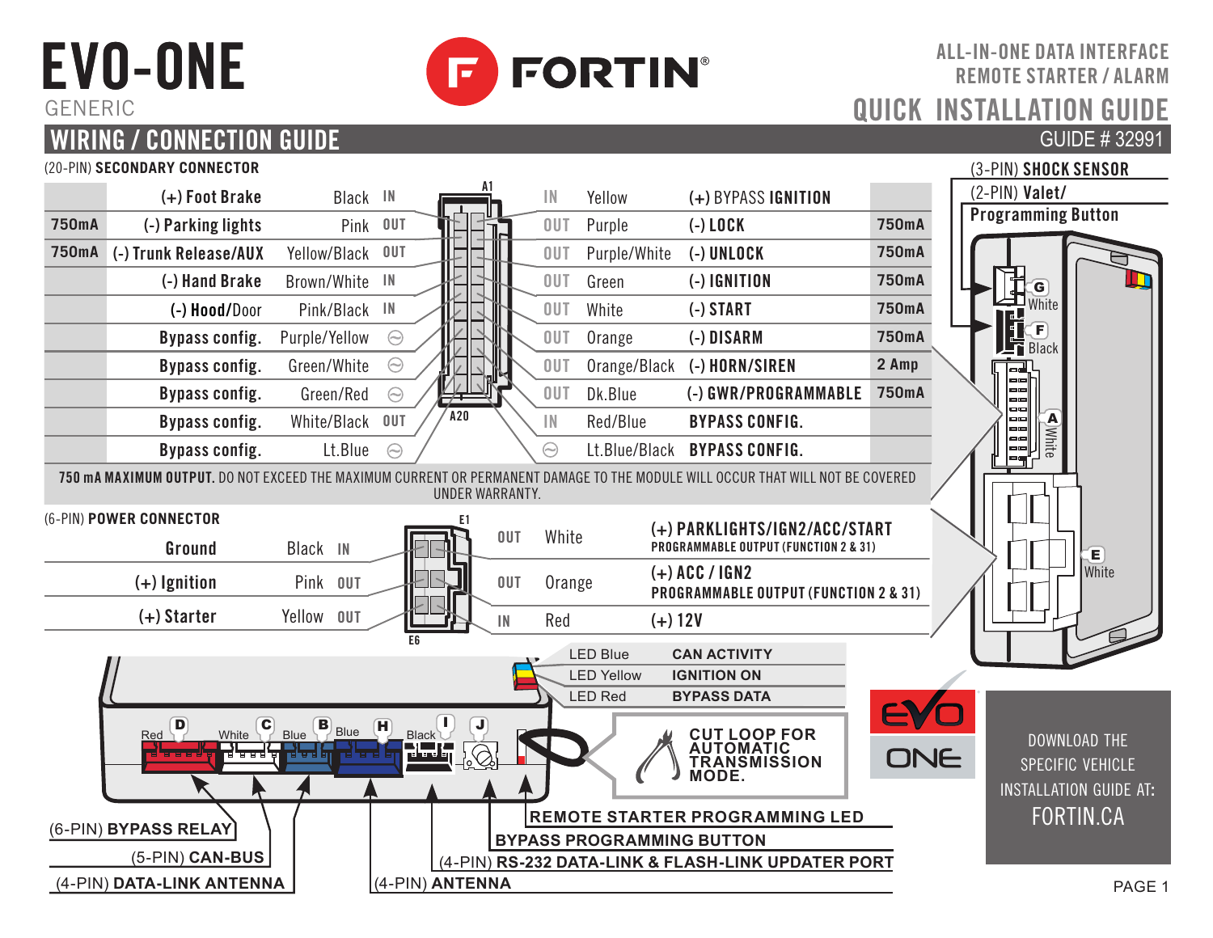# EVO-ONE

GENERIC

**FORTIN**

ALL-IN-ONE DATA INTERFACE
REMOTE STARTER / ALARM

## QUICK INSTALLATION GUIDE

## WIRING / CONNECTION GUIDE

GUIDE # 32991

### (20-PIN) SECONDARY CONNECTOR

| Max | Function | Wire | I/O | | I/O | Wire | Function | Max |
|---|---|---|---|---|---|---|---|---|
| | (+) Foot Brake | Black | IN | A1 | IN | Yellow | (+) BYPASS IGNITION | |
| 750mA | (-) Parking lights | Pink | OUT | | OUT | Purple | (-) LOCK | 750mA |
| 750mA | (-) Trunk Release/AUX | Yellow/Black | OUT | | OUT | Purple/White | (-) UNLOCK | 750mA |
| | (-) Hand Brake | Brown/White | IN | | OUT | Green | (-) IGNITION | 750mA |
| | (-) Hood/Door | Pink/Black | IN | | OUT | White | (-) START | 750mA |
| | Bypass config. | Purple/Yellow | ⊝ | | OUT | Orange | (-) DISARM | 750mA |
| | Bypass config. | Green/White | ⊝ | | OUT | Orange/Black | (-) HORN/SIREN | 2 Amp |
| | Bypass config. | Green/Red | ⊝ | | OUT | Dk.Blue | (-) GWR/PROGRAMMABLE | 750mA |
| | Bypass config. | White/Black | OUT | A20 | IN | Red/Blue | BYPASS CONFIG. | |
| | Bypass config. | Lt.Blue | ⊝ | | ⊝ | Lt.Blue/Black | BYPASS CONFIG. | |

**750 mA MAXIMUM OUTPUT.** DO NOT EXCEED THE MAXIMUM CURRENT OR PERMANENT DAMAGE TO THE MODULE WILL OCCUR THAT WILL NOT BE COVERED UNDER WARRANTY.

### (6-PIN) POWER CONNECTOR

| Function | Wire | I/O | | I/O | Wire | Function |
|---|---|---|---|---|---|---|
| Ground | Black | IN | E1 | OUT | White | (+) PARKLIGHTS/IGN2/ACC/START — PROGRAMMABLE OUTPUT (FUNCTION 2 & 31) |
| (+) Ignition | Pink | OUT | | OUT | Orange | (+) ACC / IGN2 — PROGRAMMABLE OUTPUT (FUNCTION 2 & 31) |
| (+) Starter | Yellow | OUT | E6 | IN | Red | (+) 12V |

### Module connectors

- (3-PIN) **SHOCK SENSOR**
- (2-PIN) **Valet/ Programming Button**
- G – White
- F – Black
- A – White
- E – White

| LED | Meaning |
|---|---|
| LED Blue | CAN ACTIVITY |
| LED Yellow | IGNITION ON |
| LED Red | BYPASS DATA |

**CUT LOOP FOR AUTOMATIC TRANSMISSION MODE.**

- D – Red: (6-PIN) **BYPASS RELAY**
- C – White: (5-PIN) **CAN-BUS**
- B – Blue: (4-PIN) **DATA-LINK ANTENNA**
- H – Blue: (4-PIN) **ANTENNA**
- I – Black: (4-PIN) **RS-232 DATA-LINK & FLASH-LINK UPDATER PORT**
- J: **BYPASS PROGRAMMING BUTTON**
- **REMOTE STARTER PROGRAMMING LED**

EVO ONE

DOWNLOAD THE SPECIFIC VEHICLE INSTALLATION GUIDE AT:
FORTIN.CA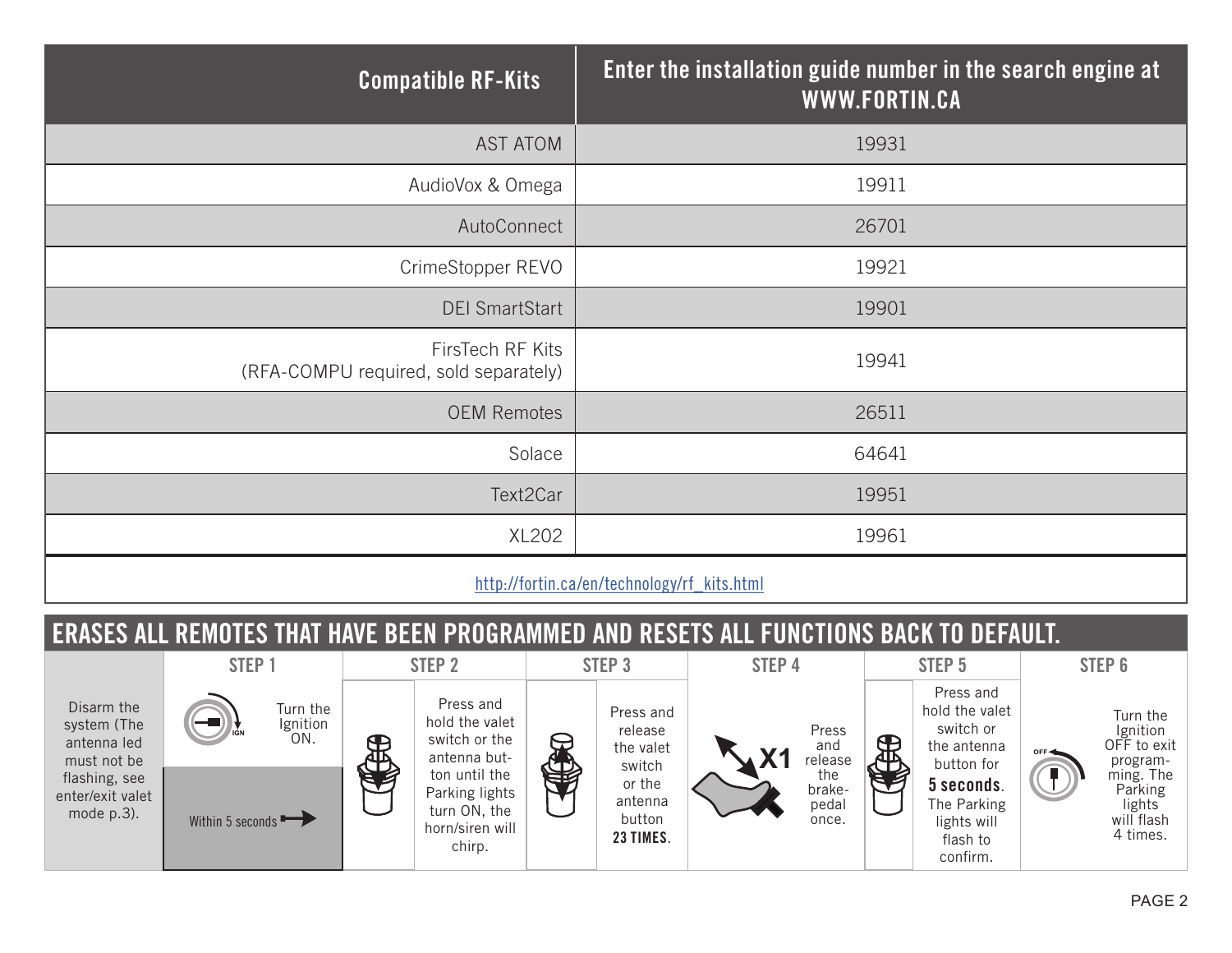| Compatible RF-Kits | Enter the installation guide number in the search engine at WWW.FORTIN.CA |
|---|---|
| AST ATOM | 19931 |
| AudioVox & Omega | 19911 |
| AutoConnect | 26701 |
| CrimeStopper REVO | 19921 |
| DEI SmartStart | 19901 |
| FirsTech RF Kits (RFA-COMPU required, sold separately) | 19941 |
| OEM Remotes | 26511 |
| Solace | 64641 |
| Text2Car | 19951 |
| XL202 | 19961 |

http://fortin.ca/en/technology/rf_kits.html

## ERASES ALL REMOTES THAT HAVE BEEN PROGRAMMED AND RESETS ALL FUNCTIONS BACK TO DEFAULT.

Disarm the system (The antenna led must not be flashing, see enter/exit valet mode p.3).

| STEP 1 | STEP 2 | STEP 3 | STEP 4 | STEP 5 | STEP 6 |
|---|---|---|---|---|---|
| Turn the Ignition ON. | Press and hold the valet switch or the antenna button until the Parking lights turn ON, the horn/siren will chirp. | Press and release the valet switch or the antenna button **23 TIMES**. | X1 Press and release the brake-pedal once. | Press and hold the valet switch or the antenna button for **5 seconds**. The Parking lights will flash to confirm. | Turn the Ignition OFF to exit programming. The Parking lights will flash 4 times. |

Within 5 seconds →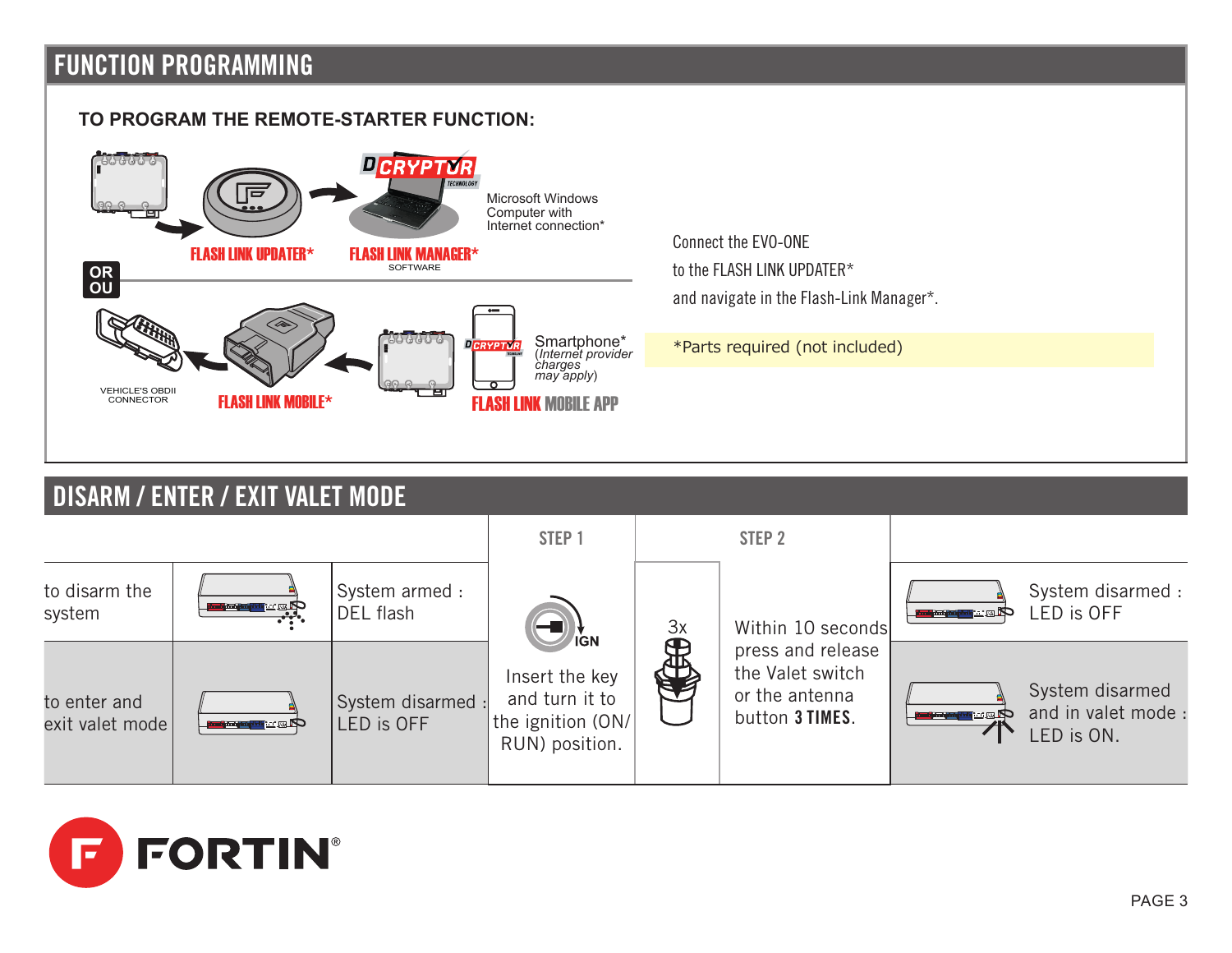# FUNCTION PROGRAMMING

**TO PROGRAM THE REMOTE-STARTER FUNCTION:**

FLASH LINK UPDATER*

FLASH LINK MANAGER*
SOFTWARE

Microsoft Windows Computer with Internet connection*

OR
OU

VEHICLE'S OBDII CONNECTOR

FLASH LINK MOBILE*

Smartphone*
(*Internet provider charges may apply*)

FLASH LINK MOBILE APP

Connect the EVO-ONE
to the FLASH LINK UPDATER*
and navigate in the Flash-Link Manager*.

*Parts required (not included)

# DISARM / ENTER / EXIT VALET MODE

| | | | STEP 1 | STEP 2 | | | |
|---|---|---|---|---|---|---|---|
| to disarm the system | | System armed : DEL flash | IGN<br>Insert the key and turn it to the ignition (ON/RUN) position. | 3x | Within 10 seconds press and release the Valet switch or the antenna button **3 TIMES**. | | System disarmed : LED is OFF |
| to enter and exit valet mode | | System disarmed : LED is OFF | | | | | System disarmed and in valet mode : LED is ON. |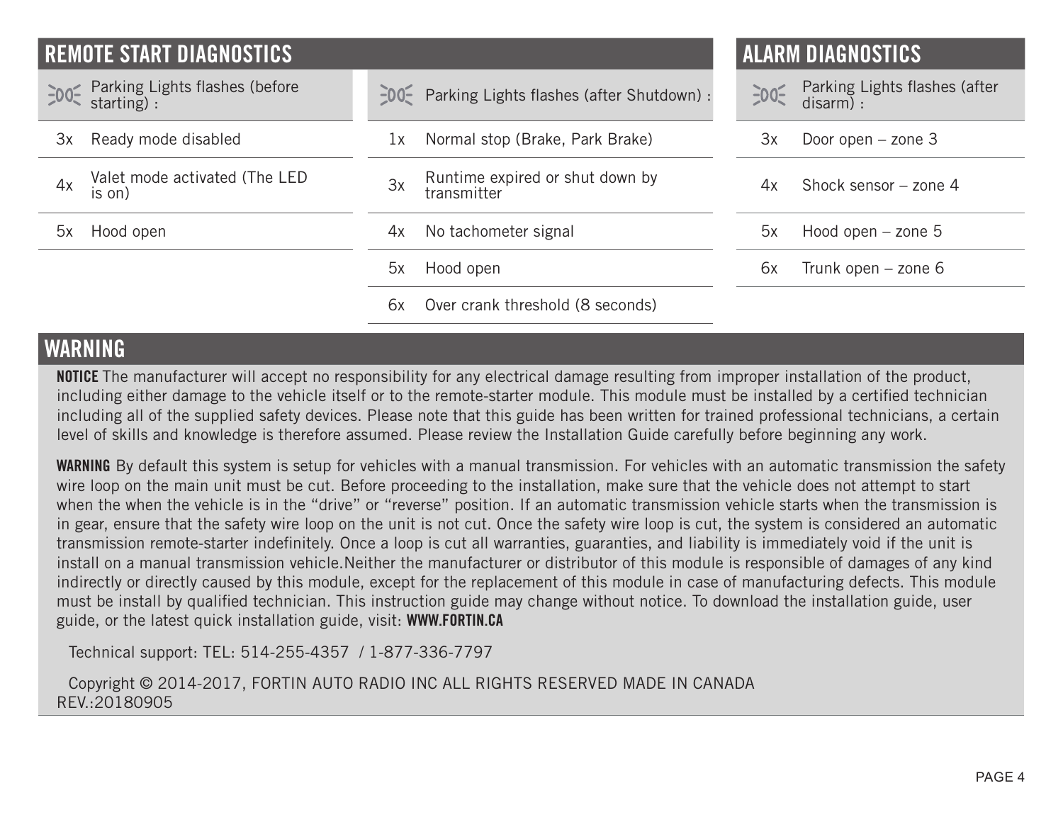## REMOTE START DIAGNOSTICS

| Parking Lights flashes (before starting) : | |
|---|---|
| 3x | Ready mode disabled |
| 4x | Valet mode activated (The LED is on) |
| 5x | Hood open |

| Parking Lights flashes (after Shutdown) : | |
|---|---|
| 1x | Normal stop (Brake, Park Brake) |
| 3x | Runtime expired or shut down by transmitter |
| 4x | No tachometer signal |
| 5x | Hood open |
| 6x | Over crank threshold (8 seconds) |

## ALARM DIAGNOSTICS

| Parking Lights flashes (after disarm) : | |
|---|---|
| 3x | Door open – zone 3 |
| 4x | Shock sensor – zone 4 |
| 5x | Hood open – zone 5 |
| 6x | Trunk open – zone 6 |

## WARNING

**NOTICE** The manufacturer will accept no responsibility for any electrical damage resulting from improper installation of the product, including either damage to the vehicle itself or to the remote-starter module. This module must be installed by a certified technician including all of the supplied safety devices. Please note that this guide has been written for trained professional technicians, a certain level of skills and knowledge is therefore assumed. Please review the Installation Guide carefully before beginning any work.

**WARNING** By default this system is setup for vehicles with a manual transmission. For vehicles with an automatic transmission the safety wire loop on the main unit must be cut. Before proceeding to the installation, make sure that the vehicle does not attempt to start when the when the vehicle is in the "drive" or "reverse" position. If an automatic transmission vehicle starts when the transmission is in gear, ensure that the safety wire loop on the unit is not cut. Once the safety wire loop is cut, the system is considered an automatic transmission remote-starter indefinitely. Once a loop is cut all warranties, guaranties, and liability is immediately void if the unit is install on a manual transmission vehicle.Neither the manufacturer or distributor of this module is responsible of damages of any kind indirectly or directly caused by this module, except for the replacement of this module in case of manufacturing defects. This module must be install by qualified technician. This instruction guide may change without notice. To download the installation guide, user guide, or the latest quick installation guide, visit: **WWW.FORTIN.CA**

Technical support: TEL: 514-255-4357 / 1-877-336-7797

Copyright © 2014-2017, FORTIN AUTO RADIO INC ALL RIGHTS RESERVED MADE IN CANADA
REV.:20180905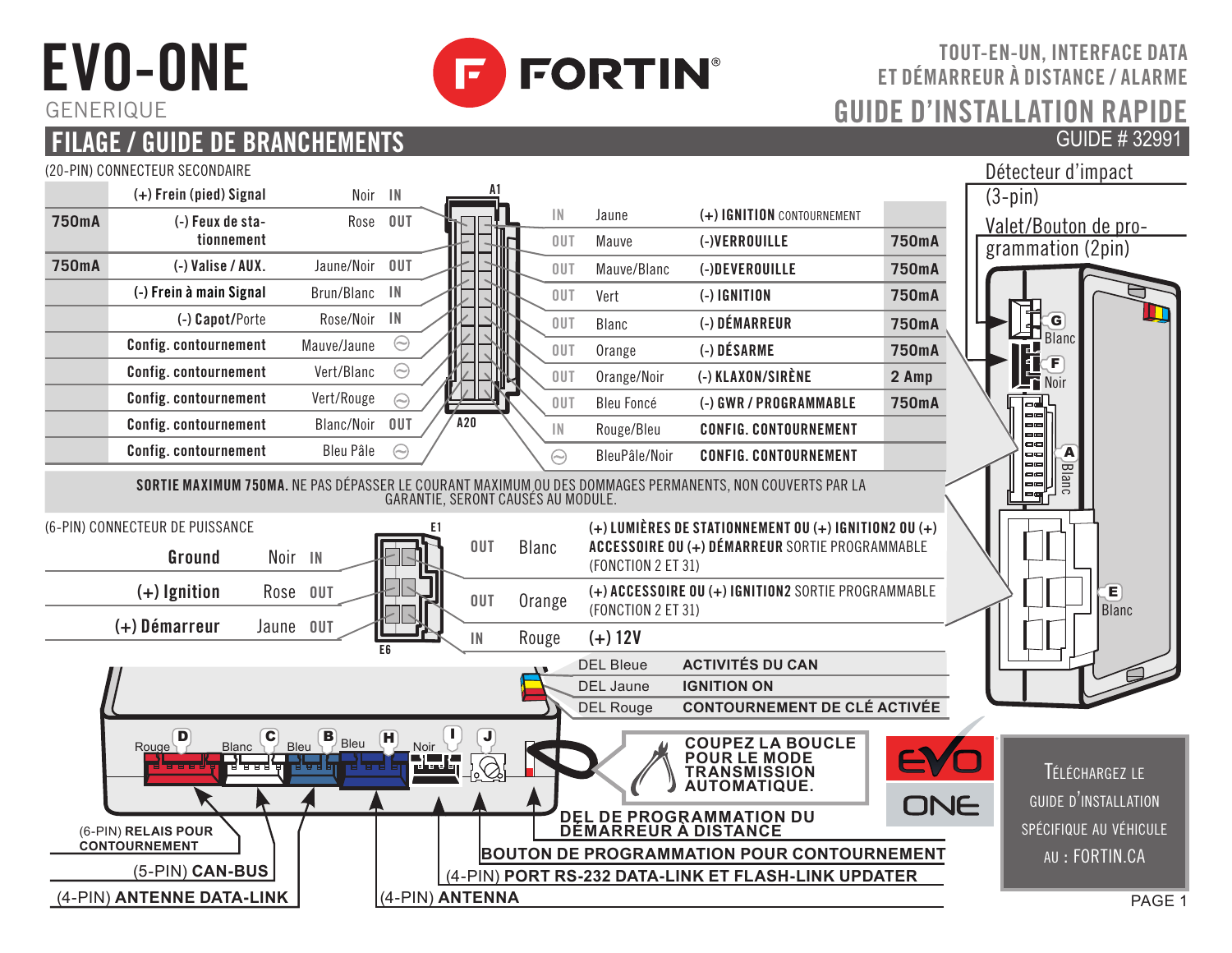# EVO-ONE

GENERIQUE

**FORTIN**

TOUT-EN-UN, INTERFACE DATA ET DÉMARREUR À DISTANCE / ALARME

## GUIDE D'INSTALLATION RAPIDE

GUIDE # 32991

## FILAGE / GUIDE DE BRANCHEMENTS

### (20-PIN) CONNECTEUR SECONDAIRE

| Courant | Fonction | Couleur | Direction |
|---|---|---|---|
| | (+) Frein (pied) Signal | Noir | IN |
| 750mA | (-) Feux de stationnement | Rose | OUT |
| 750mA | (-) Valise / AUX. | Jaune/Noir | OUT |
| | (-) Frein à main Signal | Brun/Blanc | IN |
| | (-) Capot/Porte | Rose/Noir | IN |
| | Config. contournement | Mauve/Jaune | ⊝ |
| | Config. contournement | Vert/Blanc | ⊝ |
| | Config. contournement | Vert/Rouge | ⊝ |
| | Config. contournement | Blanc/Noir | OUT |
| | Config. contournement | Bleu Pâle | ⊝ |

A1 — A20

| Direction | Couleur | Fonction | Courant |
|---|---|---|---|
| IN | Jaune | (+) IGNITION CONTOURNEMENT | |
| OUT | Mauve | (-)VERROUILLE | 750mA |
| OUT | Mauve/Blanc | (-)DEVEROUILLE | 750mA |
| OUT | Vert | (-) IGNITION | 750mA |
| OUT | Blanc | (-) DÉMARREUR | 750mA |
| OUT | Orange | (-) DÉSARME | 750mA |
| OUT | Orange/Noir | (-) KLAXON/SIRÈNE | 2 Amp |
| OUT | Bleu Foncé | (-) GWR / PROGRAMMABLE | 750mA |
| IN | Rouge/Bleu | CONFIG. CONTOURNEMENT | |
| ⊝ | BleuPâle/Noir | CONFIG. CONTOURNEMENT | |

**SORTIE MAXIMUM 750MA.** NE PAS DÉPASSER LE COURANT MAXIMUM OU DES DOMMAGES PERMANENTS, NON COUVERTS PAR LA GARANTIE, SERONT CAUSÉS AU MODULE.

### (6-PIN) CONNECTEUR DE PUISSANCE

| Fonction | Couleur | Direction |
|---|---|---|
| Ground | Noir | IN |
| (+) Ignition | Rose | OUT |
| (+) Démarreur | Jaune | OUT |

E1 — E6

| Direction | Couleur | Fonction |
|---|---|---|
| OUT | Blanc | (+) LUMIÈRES DE STATIONNEMENT OU (+) IGNITION2 OU (+) ACCESSOIRE OU (+) DÉMARREUR SORTIE PROGRAMMABLE (FONCTION 2 ET 31) |
| OUT | Orange | (+) ACCESSOIRE OU (+) IGNITION2 SORTIE PROGRAMMABLE (FONCTION 2 ET 31) |
| IN | Rouge | (+) 12V |

| DEL | Signification |
|---|---|
| DEL Bleue | ACTIVITÉS DU CAN |
| DEL Jaune | IGNITION ON |
| DEL Rouge | CONTOURNEMENT DE CLÉ ACTIVÉE |

Détecteur d'impact (3-pin)

Valet/Bouton de programmation (2pin)

G Blanc — F Noir — A Blanc — E Blanc

D Rouge — C Blanc — B Bleu — H Bleu — I Noir — J

**COUPEZ LA BOUCLE POUR LE MODE TRANSMISSION AUTOMATIQUE.**

- (6-PIN) **RELAIS POUR CONTOURNEMENT**
- (5-PIN) **CAN-BUS**
- (4-PIN) **ANTENNE DATA-LINK**
- (4-PIN) **ANTENNA**
- (4-PIN) **PORT RS-232 DATA-LINK ET FLASH-LINK UPDATER**
- **BOUTON DE PROGRAMMATION POUR CONTOURNEMENT**
- **DEL DE PROGRAMMATION DU DÉMARREUR À DISTANCE**

EVO ONE

TÉLÉCHARGEZ LE GUIDE D'INSTALLATION SPÉCIFIQUE AU VÉHICULE AU : FORTIN.CA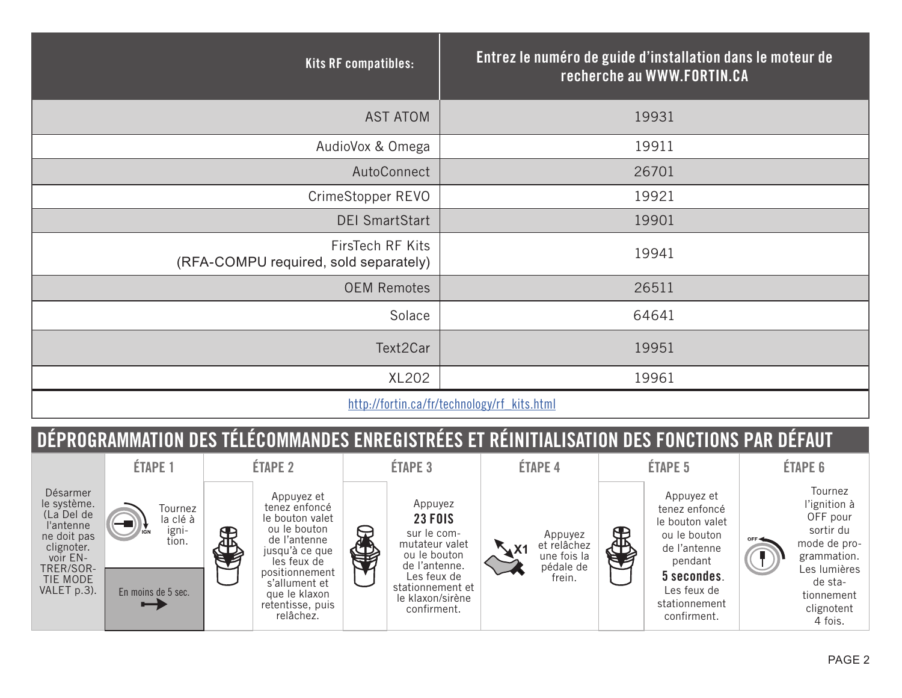| Kits RF compatibles: | Entrez le numéro de guide d'installation dans le moteur de recherche au WWW.FORTIN.CA |
|---|---|
| AST ATOM | 19931 |
| AudioVox & Omega | 19911 |
| AutoConnect | 26701 |
| CrimeStopper REVO | 19921 |
| DEI SmartStart | 19901 |
| FirsTech RF Kits (RFA-COMPU required, sold separately) | 19941 |
| OEM Remotes | 26511 |
| Solace | 64641 |
| Text2Car | 19951 |
| XL202 | 19961 |

http://fortin.ca/fr/technology/rf_kits.html

## DÉPROGRAMMATION DES TÉLÉCOMMANDES ENREGISTRÉES ET RÉINITIALISATION DES FONCTIONS PAR DÉFAUT

Désarmer le système. (La Del de l'antenne ne doit pas clignoter. voir ENTRER/SORTIE MODE VALET p.3).

| ÉTAPE 1 | ÉTAPE 2 | ÉTAPE 3 | ÉTAPE 4 | ÉTAPE 5 | ÉTAPE 6 |
|---|---|---|---|---|---|
| Tournez la clé à ignition. | Appuyez et tenez enfoncé le bouton valet ou le bouton de l'antenne jusqu'à ce que les feux de positionnement s'allument et que le klaxon retentisse, puis relâchez. | Appuyez **23 FOIS** sur le commutateur valet ou le bouton de l'antenne. Les feux de stationnement et le klaxon/sirène confirment. | X1 Appuyez et relâchez une fois la pédale de frein. | Appuyez et tenez enfoncé le bouton valet ou le bouton de l'antenne pendant **5 secondes**. Les feux de stationnement confirment. | Tournez l'ignition à OFF pour sortir du mode de programmation. Les lumières de stationnement clignotent 4 fois. |

En moins de 5 sec.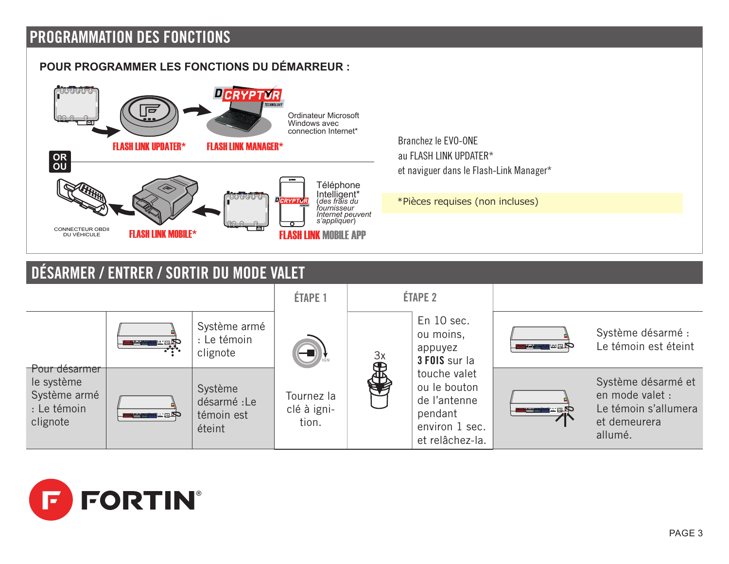## PROGRAMMATION DES FONCTIONS

**POUR PROGRAMMER LES FONCTIONS DU DÉMARREUR :**

FLASH LINK UPDATER* — FLASH LINK MANAGER*

Ordinateur Microsoft Windows avec connection Internet*

OR / OU

CONNECTEUR OBDII DU VÉHICULE — FLASH LINK MOBILE* — FLASH LINK MOBILE APP

Téléphone Intelligent* *(des frais du fournisseur Internet peuvent s'appliquer)*

Branchez le EVO-ONE
au FLASH LINK UPDATER*
et naviguer dans le Flash-Link Manager*

*Pièces requises (non incluses)

## DÉSARMER / ENTRER / SORTIR DU MODE VALET

| | | ÉTAPE 1 | ÉTAPE 2 | | |
|---|---|---|---|---|---|
| Pour désarmer le système Système armé : Le témoin clignote | Système armé : Le témoin clignote | Tournez la clé à ignition. | 3x — En 10 sec. ou moins, appuyez **3 FOIS** sur la touche valet ou le bouton de l'antenne pendant environ 1 sec. et relâchez-la. | Système désarmé : Le témoin est éteint |
| | Système désarmé :Le témoin est éteint | | | Système désarmé et en mode valet : Le témoin s'allumera et demeurera allumé. |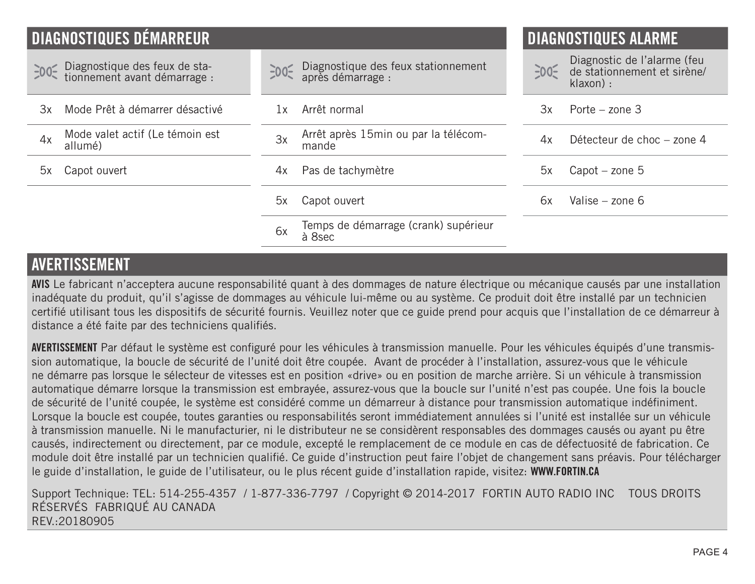## DIAGNOSTIQUES DÉMARREUR

| | Diagnostique des feux de stationnement avant démarrage : |
|---|---|
| 3x | Mode Prêt à démarrer désactivé |
| 4x | Mode valet actif (Le témoin est allumé) |
| 5x | Capot ouvert |

| | Diagnostique des feux stationnement après démarrage : |
|---|---|
| 1x | Arrêt normal |
| 3x | Arrêt après 15min ou par la télécommande |
| 4x | Pas de tachymètre |
| 5x | Capot ouvert |
| 6x | Temps de démarrage (crank) supérieur à 8sec |

## DIAGNOSTIQUES ALARME

| | Diagnostic de l'alarme (feu de stationnement et sirène/ klaxon) : |
|---|---|
| 3x | Porte – zone 3 |
| 4x | Détecteur de choc – zone 4 |
| 5x | Capot – zone 5 |
| 6x | Valise – zone 6 |

## AVERTISSEMENT

**AVIS** Le fabricant n'acceptera aucune responsabilité quant à des dommages de nature électrique ou mécanique causés par une installation inadéquate du produit, qu'il s'agisse de dommages au véhicule lui-même ou au système. Ce produit doit être installé par un technicien certifié utilisant tous les dispositifs de sécurité fournis. Veuillez noter que ce guide prend pour acquis que l'installation de ce démarreur à distance a été faite par des techniciens qualifiés.

**AVERTISSEMENT** Par défaut le système est configuré pour les véhicules à transmission manuelle. Pour les véhicules équipés d'une transmission automatique, la boucle de sécurité de l'unité doit être coupée. Avant de procéder à l'installation, assurez-vous que le véhicule ne démarre pas lorsque le sélecteur de vitesses est en position «drive» ou en position de marche arrière. Si un véhicule à transmission automatique démarre lorsque la transmission est embrayée, assurez-vous que la boucle sur l'unité n'est pas coupée. Une fois la boucle de sécurité de l'unité coupée, le système est considéré comme un démarreur à distance pour transmission automatique indéfiniment. Lorsque la boucle est coupée, toutes garanties ou responsabilités seront immédiatement annulées si l'unité est installée sur un véhicule à transmission manuelle. Ni le manufacturier, ni le distributeur ne se considèrent responsables des dommages causés ou ayant pu être causés, indirectement ou directement, par ce module, excepté le remplacement de ce module en cas de défectuosité de fabrication. Ce module doit être installé par un technicien qualifié. Ce guide d'instruction peut faire l'objet de changement sans préavis. Pour télécharger le guide d'installation, le guide de l'utilisateur, ou le plus récent guide d'installation rapide, visitez: **WWW.FORTIN.CA**

Support Technique: TEL: 514-255-4357 / 1-877-336-7797 / Copyright © 2014-2017 FORTIN AUTO RADIO INC TOUS DROITS RÉSERVÉS FABRIQUÉ AU CANADA
REV.:20180905